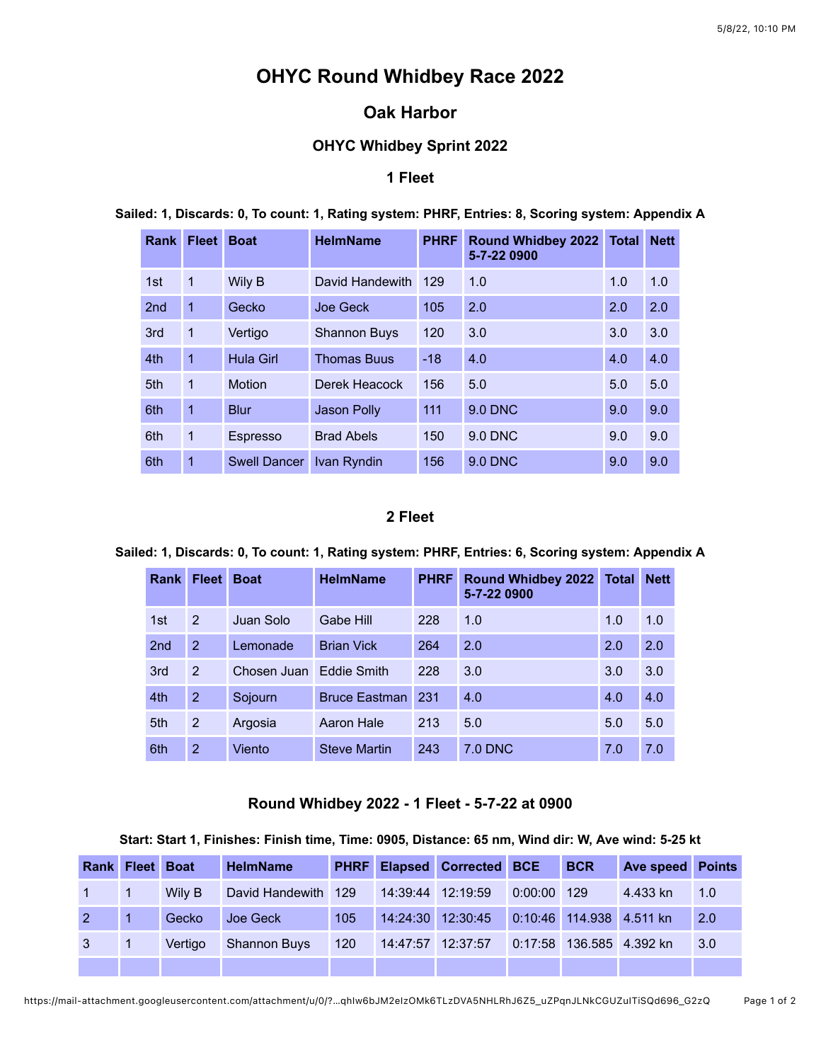# OHYC Round Whidbey Race 2022

## Oak Harbor

### OHYC Whidbey Sprint 2022

### 1 Fleet

**Sailed: 1, Discards: 0, To count: 1, Rating system: PHRF, Entries: 8, Scoring system: Appendix A**

| Rank | Fleet | Boat | HelmName | PHRF | Round Whidbey 2022 5-7-22 0900 | Total | Nett |
|---|---|---|---|---|---|---|---|
| 1st | 1 | Wily B | David Handewith | 129 | 1.0 | 1.0 | 1.0 |
| 2nd | 1 | Gecko | Joe Geck | 105 | 2.0 | 2.0 | 2.0 |
| 3rd | 1 | Vertigo | Shannon Buys | 120 | 3.0 | 3.0 | 3.0 |
| 4th | 1 | Hula Girl | Thomas Buus | -18 | 4.0 | 4.0 | 4.0 |
| 5th | 1 | Motion | Derek Heacock | 156 | 5.0 | 5.0 | 5.0 |
| 6th | 1 | Blur | Jason Polly | 111 | 9.0 DNC | 9.0 | 9.0 |
| 6th | 1 | Espresso | Brad Abels | 150 | 9.0 DNC | 9.0 | 9.0 |
| 6th | 1 | Swell Dancer | Ivan Ryndin | 156 | 9.0 DNC | 9.0 | 9.0 |

### 2 Fleet

**Sailed: 1, Discards: 0, To count: 1, Rating system: PHRF, Entries: 6, Scoring system: Appendix A**

| Rank | Fleet | Boat | HelmName | PHRF | Round Whidbey 2022 5-7-22 0900 | Total | Nett |
|---|---|---|---|---|---|---|---|
| 1st | 2 | Juan Solo | Gabe Hill | 228 | 1.0 | 1.0 | 1.0 |
| 2nd | 2 | Lemonade | Brian Vick | 264 | 2.0 | 2.0 | 2.0 |
| 3rd | 2 | Chosen Juan | Eddie Smith | 228 | 3.0 | 3.0 | 3.0 |
| 4th | 2 | Sojourn | Bruce Eastman | 231 | 4.0 | 4.0 | 4.0 |
| 5th | 2 | Argosia | Aaron Hale | 213 | 5.0 | 5.0 | 5.0 |
| 6th | 2 | Viento | Steve Martin | 243 | 7.0 DNC | 7.0 | 7.0 |

### Round Whidbey 2022 - 1 Fleet - 5-7-22 at 0900

**Start: Start 1, Finishes: Finish time, Time: 0905, Distance: 65 nm, Wind dir: W, Ave wind: 5-25 kt**

| Rank | Fleet | Boat | HelmName | PHRF | Elapsed | Corrected | BCE | BCR | Ave speed | Points |
|---|---|---|---|---|---|---|---|---|---|---|
| 1 | 1 | Wily B | David Handewith | 129 | 14:39:44 | 12:19:59 | 0:00:00 | 129 | 4.433 kn | 1.0 |
| 2 | 1 | Gecko | Joe Geck | 105 | 14:24:30 | 12:30:45 | 0:10:46 | 114.938 | 4.511 kn | 2.0 |
| 3 | 1 | Vertigo | Shannon Buys | 120 | 14:47:57 | 12:37:57 | 0:17:58 | 136.585 | 4.392 kn | 3.0 |
| | | | | | | | | | | |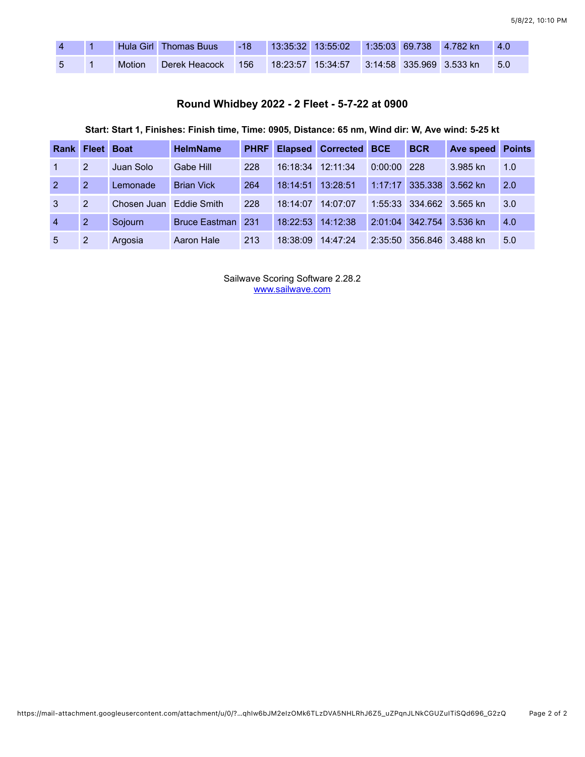| | | | | | | | | | | |
|---|---|---|---|---|---|---|---|---|---|---|
| 4 | 1 | Hula Girl | Thomas Buus | -18 | 13:35:32 | 13:55:02 | 1:35:03 | 69.738 | 4.782 kn | 4.0 |
| 5 | 1 | Motion | Derek Heacock | 156 | 18:23:57 | 15:34:57 | 3:14:58 | 335.969 | 3.533 kn | 5.0 |

### Round Whidbey 2022 - 2 Fleet - 5-7-22 at 0900

**Start: Start 1, Finishes: Finish time, Time: 0905, Distance: 65 nm, Wind dir: W, Ave wind: 5-25 kt**

| Rank | Fleet | Boat | HelmName | PHRF | Elapsed | Corrected | BCE | BCR | Ave speed | Points |
|---|---|---|---|---|---|---|---|---|---|---|
| 1 | 2 | Juan Solo | Gabe Hill | 228 | 16:18:34 | 12:11:34 | 0:00:00 | 228 | 3.985 kn | 1.0 |
| 2 | 2 | Lemonade | Brian Vick | 264 | 18:14:51 | 13:28:51 | 1:17:17 | 335.338 | 3.562 kn | 2.0 |
| 3 | 2 | Chosen Juan | Eddie Smith | 228 | 18:14:07 | 14:07:07 | 1:55:33 | 334.662 | 3.565 kn | 3.0 |
| 4 | 2 | Sojourn | Bruce Eastman | 231 | 18:22:53 | 14:12:38 | 2:01:04 | 342.754 | 3.536 kn | 4.0 |
| 5 | 2 | Argosia | Aaron Hale | 213 | 18:38:09 | 14:47:24 | 2:35:50 | 356.846 | 3.488 kn | 5.0 |

Sailwave Scoring Software 2.28.2
www.sailwave.com